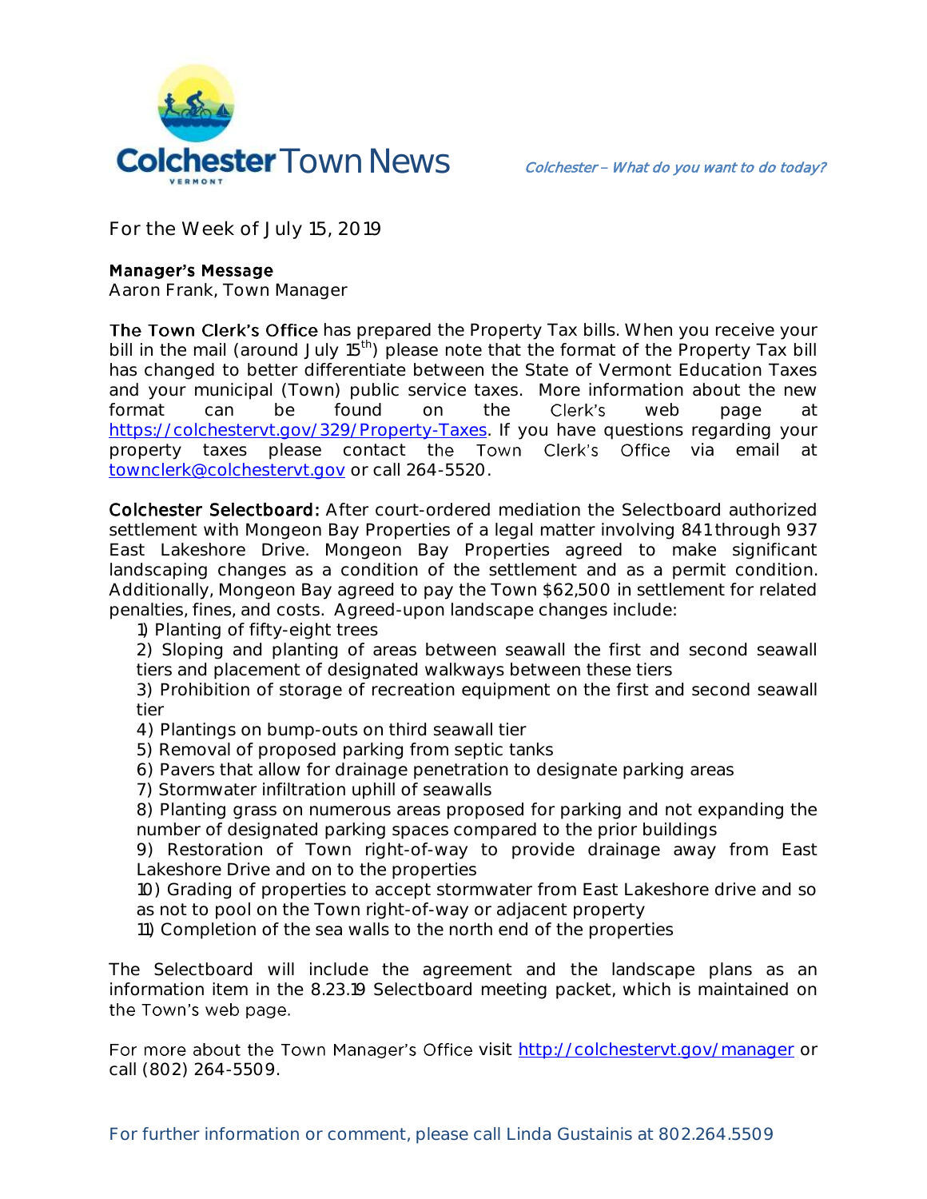# Colchester Town News

*Colchester – What do you want to do today?*

For the Week of July 15, 2019

**Manager's Message**
Aaron Frank, Town Manager

**The Town Clerk's Office** has prepared the Property Tax bills. When you receive your bill in the mail (around July 15th) please note that the format of the Property Tax bill has changed to better differentiate between the State of Vermont Education Taxes and your municipal (Town) public service taxes. More information about the new format can be found on the Clerk's web page at https://colchestervt.gov/329/Property-Taxes. If you have questions regarding your property taxes please contact the Town Clerk's Office via email at townclerk@colchestervt.gov or call 264-5520.

**Colchester Selectboard:** After court-ordered mediation the Selectboard authorized settlement with Mongeon Bay Properties of a legal matter involving 841 through 937 East Lakeshore Drive. Mongeon Bay Properties agreed to make significant landscaping changes as a condition of the settlement and as a permit condition. Additionally, Mongeon Bay agreed to pay the Town $62,500 in settlement for related penalties, fines, and costs. Agreed-upon landscape changes include:

1) Planting of fifty-eight trees
2) Sloping and planting of areas between seawall the first and second seawall tiers and placement of designated walkways between these tiers
3) Prohibition of storage of recreation equipment on the first and second seawall tier
4) Plantings on bump-outs on third seawall tier
5) Removal of proposed parking from septic tanks
6) Pavers that allow for drainage penetration to designate parking areas
7) Stormwater infiltration uphill of seawalls
8) Planting grass on numerous areas proposed for parking and not expanding the number of designated parking spaces compared to the prior buildings
9) Restoration of Town right-of-way to provide drainage away from East Lakeshore Drive and on to the properties
10) Grading of properties to accept stormwater from East Lakeshore drive and so as not to pool on the Town right-of-way or adjacent property
11) Completion of the sea walls to the north end of the properties

The Selectboard will include the agreement and the landscape plans as an information item in the 8.23.19 Selectboard meeting packet, which is maintained on the Town's web page.

For more about the Town Manager's Office visit http://colchestervt.gov/manager or call (802) 264-5509.

For further information or comment, please call Linda Gustainis at 802.264.5509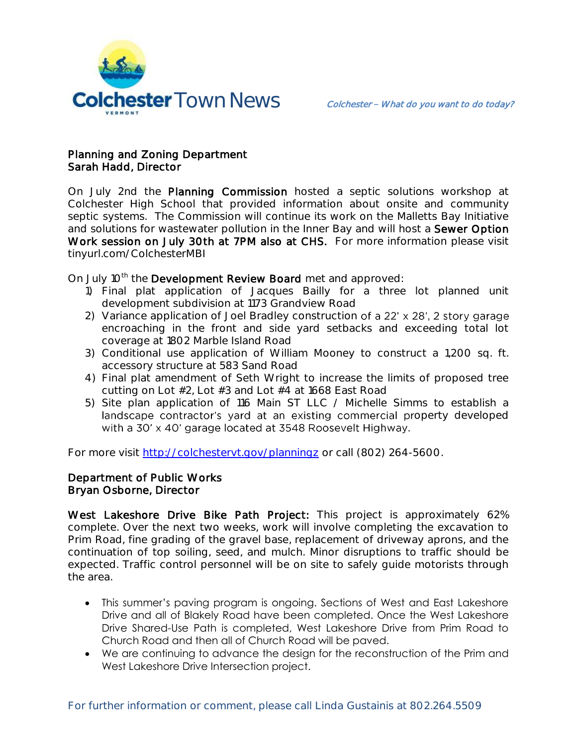## Planning and Zoning Department
## Sarah Hadd, Director

On July 2nd the **Planning Commission** hosted a septic solutions workshop at Colchester High School that provided information about onsite and community septic systems. The Commission will continue its work on the Malletts Bay Initiative and solutions for wastewater pollution in the Inner Bay and will host a **Sewer Option Work session on July 30th at 7PM also at CHS.** For more information please visit tinyurl.com/ColchesterMBI

On July 10th the **Development Review Board** met and approved:

1) Final plat application of Jacques Bailly for a three lot planned unit development subdivision at 1173 Grandview Road
2) Variance application of Joel Bradley construction of a 22' x 28', 2 story garage encroaching in the front and side yard setbacks and exceeding total lot coverage at 1802 Marble Island Road
3) Conditional use application of William Mooney to construct a 1,200 sq. ft. accessory structure at 583 Sand Road
4) Final plat amendment of Seth Wright to increase the limits of proposed tree cutting on Lot #2, Lot #3 and Lot #4 at 1668 East Road
5) Site plan application of 116 Main ST LLC / Michelle Simms to establish a landscape contractor's yard at an existing commercial property developed with a 30' x 40' garage located at 3548 Roosevelt Highway.

For more visit http://colchestervt.gov/planningz or call (802) 264-5600.

## Department of Public Works
## Bryan Osborne, Director

**West Lakeshore Drive Bike Path Project:** This project is approximately 62% complete. Over the next two weeks, work will involve completing the excavation to Prim Road, fine grading of the gravel base, replacement of driveway aprons, and the continuation of top soiling, seed, and mulch. Minor disruptions to traffic should be expected. Traffic control personnel will be on site to safely guide motorists through the area.

- This summer's paving program is ongoing. Sections of West and East Lakeshore Drive and all of Blakely Road have been completed. Once the West Lakeshore Drive Shared-Use Path is completed, West Lakeshore Drive from Prim Road to Church Road and then all of Church Road will be paved.
- We are continuing to advance the design for the reconstruction of the Prim and West Lakeshore Drive Intersection project.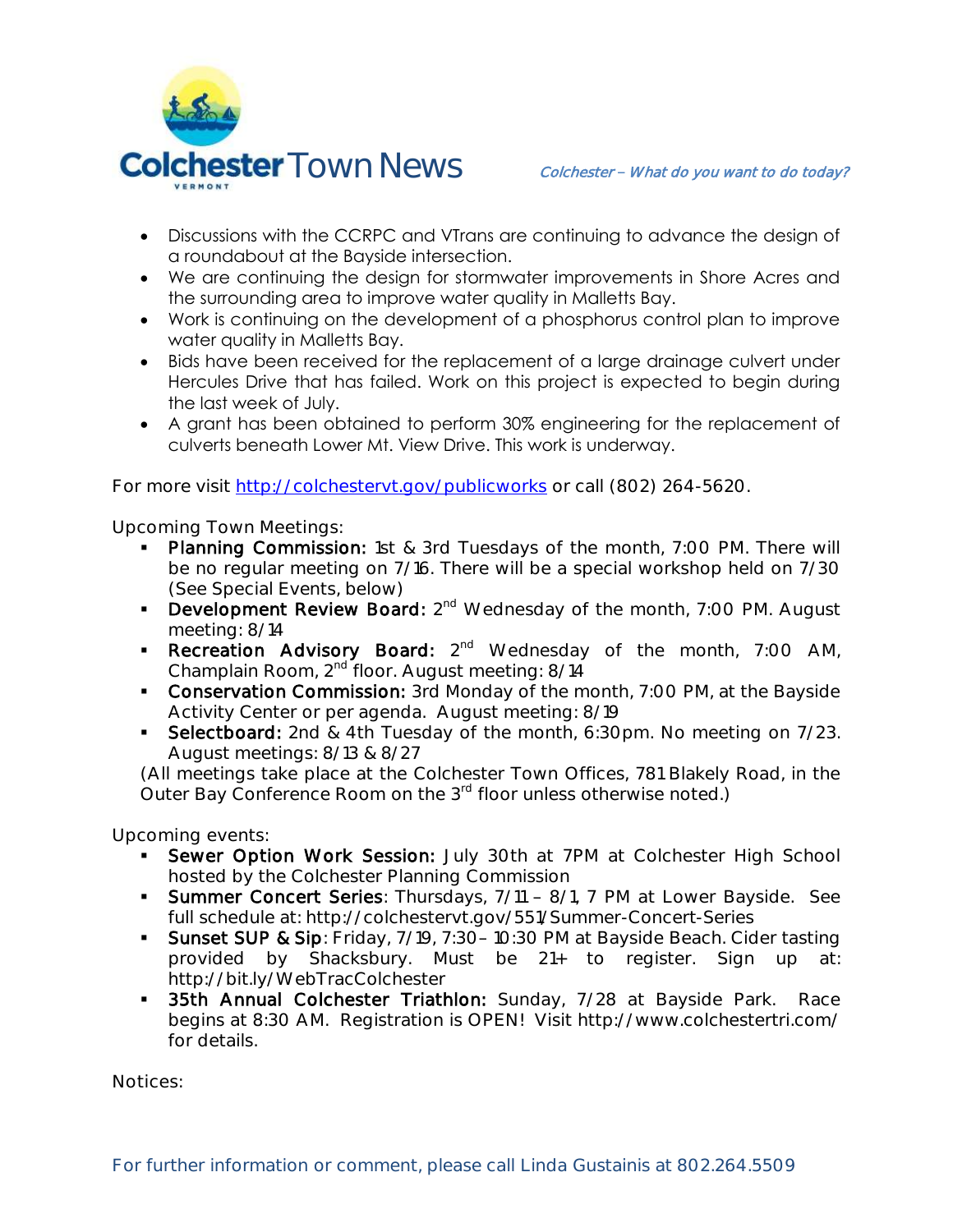- Discussions with the CCRPC and VTrans are continuing to advance the design of a roundabout at the Bayside intersection.
- We are continuing the design for stormwater improvements in Shore Acres and the surrounding area to improve water quality in Malletts Bay.
- Work is continuing on the development of a phosphorus control plan to improve water quality in Malletts Bay.
- Bids have been received for the replacement of a large drainage culvert under Hercules Drive that has failed. Work on this project is expected to begin during the last week of July.
- A grant has been obtained to perform 30% engineering for the replacement of culverts beneath Lower Mt. View Drive. This work is underway.

For more visit http://colchestervt.gov/publicworks or call (802) 264-5620.

Upcoming Town Meetings:

- **Planning Commission:** 1st & 3rd Tuesdays of the month, 7:00 PM. There will be no regular meeting on 7/16. There will be a special workshop held on 7/30 (See Special Events, below)
- **Development Review Board:** 2nd Wednesday of the month, 7:00 PM. August meeting: 8/14
- **Recreation Advisory Board:** 2nd Wednesday of the month, 7:00 AM, Champlain Room, 2nd floor. August meeting: 8/14
- **Conservation Commission:** 3rd Monday of the month, 7:00 PM, at the Bayside Activity Center or per agenda. August meeting: 8/19
- **Selectboard:** 2nd & 4th Tuesday of the month, 6:30pm. No meeting on 7/23. August meetings: 8/13 & 8/27

(All meetings take place at the Colchester Town Offices, 781 Blakely Road, in the Outer Bay Conference Room on the 3rd floor unless otherwise noted.)

Upcoming events:

- **Sewer Option Work Session:** July 30th at 7PM at Colchester High School hosted by the Colchester Planning Commission
- **Summer Concert Series**: Thursdays, 7/11 – 8/1, 7 PM at Lower Bayside. See full schedule at: http://colchestervt.gov/551/Summer-Concert-Series
- **Sunset SUP & Sip**: Friday, 7/19, 7:30 – 10:30 PM at Bayside Beach. Cider tasting provided by Shacksbury. Must be 21+ to register. Sign up at: http://bit.ly/WebTracColchester
- **35th Annual Colchester Triathlon:** Sunday, 7/28 at Bayside Park. Race begins at 8:30 AM. Registration is OPEN! Visit http://www.colchestertri.com/ for details.

Notices: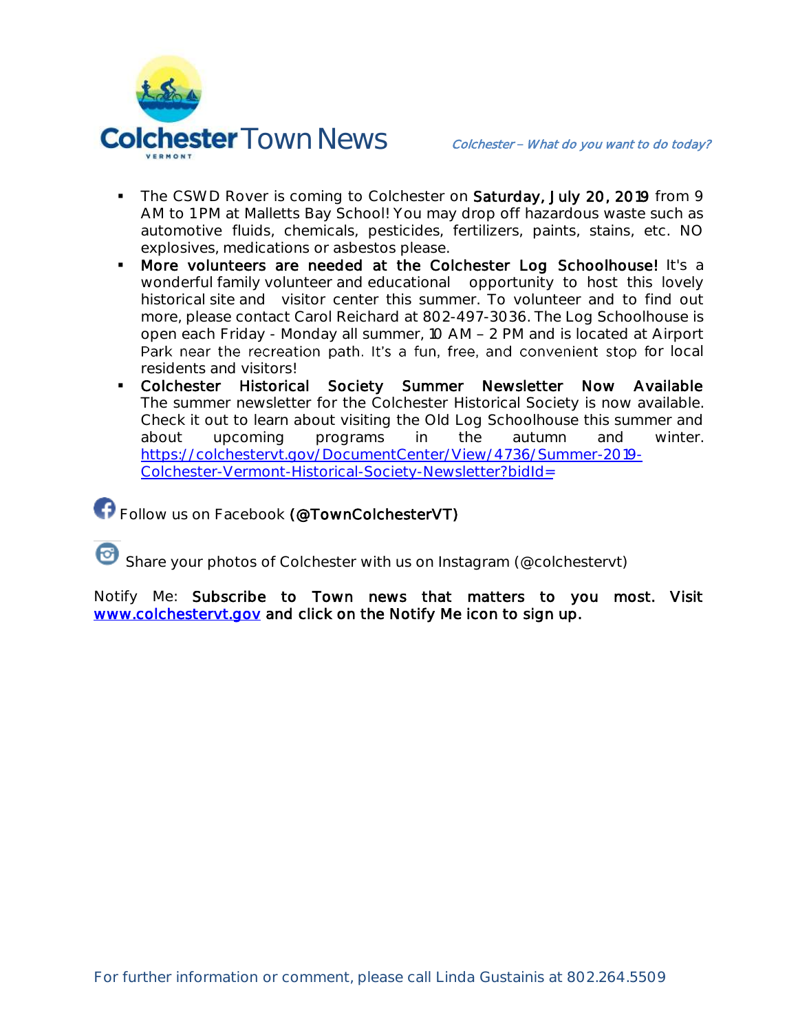- The CSWD Rover is coming to Colchester on **Saturday, July 20, 2019** from 9 AM to 1 PM at Malletts Bay School! You may drop off hazardous waste such as automotive fluids, chemicals, pesticides, fertilizers, paints, stains, etc. NO explosives, medications or asbestos please.
- **More volunteers are needed at the Colchester Log Schoolhouse!** It's a wonderful family volunteer and educational opportunity to host this lovely historical site and visitor center this summer. To volunteer and to find out more, please contact Carol Reichard at 802-497-3036. The Log Schoolhouse is open each Friday - Monday all summer, 10 AM – 2 PM and is located at Airport Park near the recreation path. It's a fun, free, and convenient stop for local residents and visitors!
- **Colchester Historical Society Summer Newsletter Now Available** The summer newsletter for the Colchester Historical Society is now available. Check it out to learn about visiting the Old Log Schoolhouse this summer and about upcoming programs in the autumn and winter. https://colchestervt.gov/DocumentCenter/View/4736/Summer-2019-Colchester-Vermont-Historical-Society-Newsletter?bidId=

Follow us on Facebook **(@TownColchesterVT)**

Share your photos of Colchester with us on Instagram (@colchestervt)

Notify Me: **Subscribe to Town news that matters to you most. Visit www.colchestervt.gov and click on the Notify Me icon to sign up.**

For further information or comment, please call Linda Gustainis at 802.264.5509